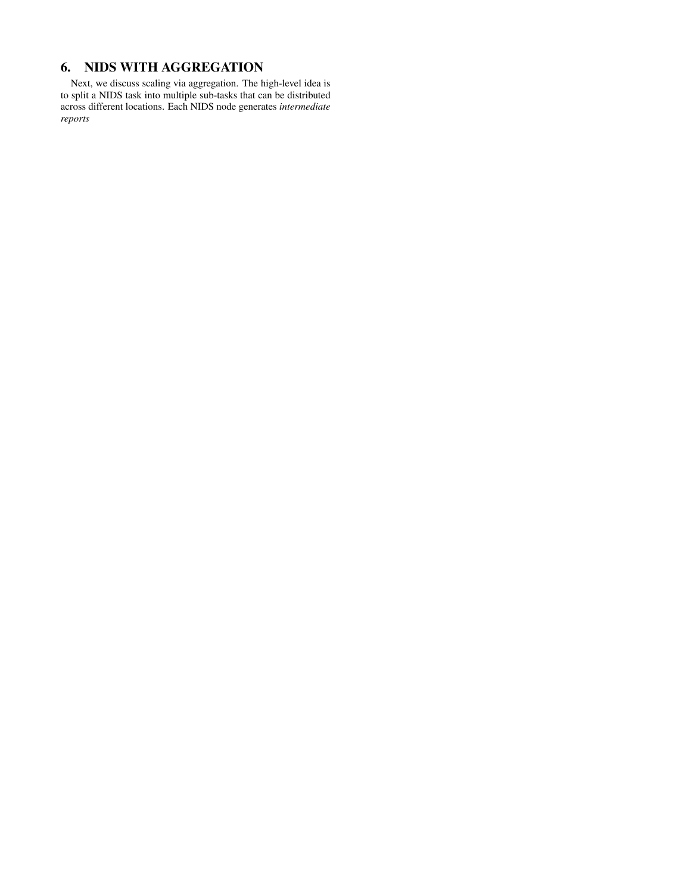## 6. NIDS WITH AGGREGATION

Next, we discuss scaling via aggregation. The high-level idea is to split a NIDS task into multiple sub-tasks that can be distributed across different locations. Each NIDS node generates *intermediate reports*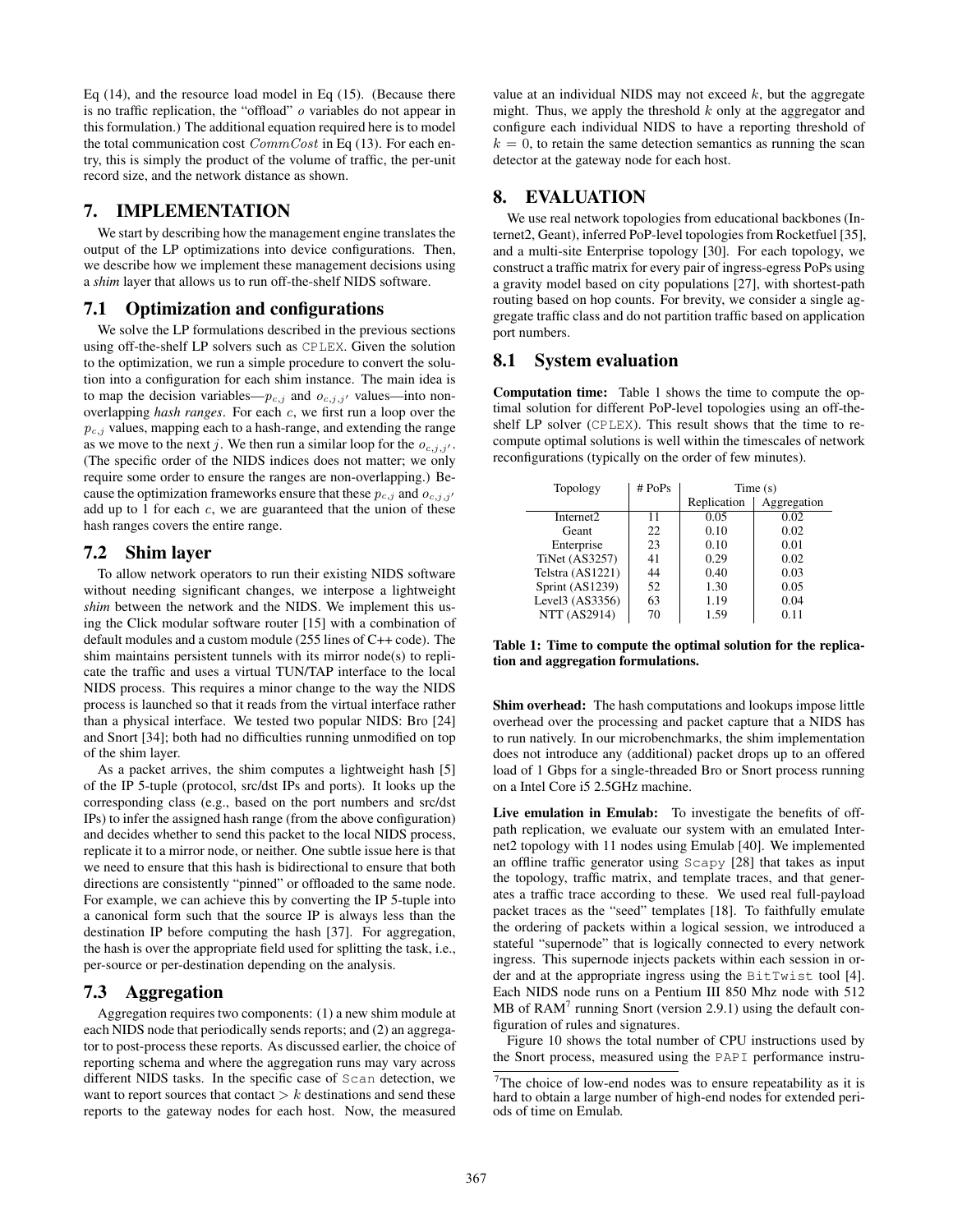Eq (14), and the resource load model in Eq (15). (Because there is no traffic replication, the "offload" $o$ variables do not appear in this formulation.) The additional equation required here is to model the total communication cost $CommCost$ in Eq (13). For each entry, this is simply the product of the volume of traffic, the per-unit record size, and the network distance as shown.

# 7. IMPLEMENTATION

We start by describing how the management engine translates the output of the LP optimizations into device configurations. Then, we describe how we implement these management decisions using a *shim* layer that allows us to run off-the-shelf NIDS software.

## 7.1 Optimization and configurations

We solve the LP formulations described in the previous sections using off-the-shelf LP solvers such as CPLEX. Given the solution to the optimization, we run a simple procedure to convert the solution into a configuration for each shim instance. The main idea is to map the decision variables—$p_{c,j}$ and $o_{c,j,j'}$ values—into non-overlapping *hash ranges*. For each $c$, we first run a loop over the $p_{c,j}$ values, mapping each to a hash-range, and extending the range as we move to the next $j$. We then run a similar loop for the $o_{c,j,j'}$. (The specific order of the NIDS indices does not matter; we only require some order to ensure the ranges are non-overlapping.) Because the optimization frameworks ensure that these $p_{c,j}$ and $o_{c,j,j'}$ add up to 1 for each $c$, we are guaranteed that the union of these hash ranges covers the entire range.

## 7.2 Shim layer

To allow network operators to run their existing NIDS software without needing significant changes, we interpose a lightweight *shim* between the network and the NIDS. We implement this using the Click modular software router [15] with a combination of default modules and a custom module (255 lines of C++ code). The shim maintains persistent tunnels with its mirror node(s) to replicate the traffic and uses a virtual TUN/TAP interface to the local NIDS process. This requires a minor change to the way the NIDS process is launched so that it reads from the virtual interface rather than a physical interface. We tested two popular NIDS: Bro [24] and Snort [34]; both had no difficulties running unmodified on top of the shim layer.

As a packet arrives, the shim computes a lightweight hash [5] of the IP 5-tuple (protocol, src/dst IPs and ports). It looks up the corresponding class (e.g., based on the port numbers and src/dst IPs) to infer the assigned hash range (from the above configuration) and decides whether to send this packet to the local NIDS process, replicate it to a mirror node, or neither. One subtle issue here is that we need to ensure that this hash is bidirectional to ensure that both directions are consistently "pinned" or offloaded to the same node. For example, we can achieve this by converting the IP 5-tuple into a canonical form such that the source IP is always less than the destination IP before computing the hash [37]. For aggregation, the hash is over the appropriate field used for splitting the task, i.e., per-source or per-destination depending on the analysis.

## 7.3 Aggregation

Aggregation requires two components: (1) a new shim module at each NIDS node that periodically sends reports; and (2) an aggregator to post-process these reports. As discussed earlier, the choice of reporting schema and where the aggregation runs may vary across different NIDS tasks. In the specific case of Scan detection, we want to report sources that contact $> k$ destinations and send these reports to the gateway nodes for each host. Now, the measured value at an individual NIDS may not exceed $k$, but the aggregate might. Thus, we apply the threshold $k$ only at the aggregator and configure each individual NIDS to have a reporting threshold of $k = 0$, to retain the same detection semantics as running the scan detector at the gateway node for each host.

# 8. EVALUATION

We use real network topologies from educational backbones (Internet2, Geant), inferred PoP-level topologies from Rocketfuel [35], and a multi-site Enterprise topology [30]. For each topology, we construct a traffic matrix for every pair of ingress-egress PoPs using a gravity model based on city populations [27], with shortest-path routing based on hop counts. For brevity, we consider a single aggregate traffic class and do not partition traffic based on application port numbers.

## 8.1 System evaluation

**Computation time:** Table 1 shows the time to compute the optimal solution for different PoP-level topologies using an off-the-shelf LP solver (CPLEX). This result shows that the time to recompute optimal solutions is well within the timescales of network reconfigurations (typically on the order of few minutes).

| Topology | # PoPs | Time (s) | |
|---|---|---|---|
| | | Replication | Aggregation |
| Internet2 | 11 | 0.05 | 0.02 |
| Geant | 22 | 0.10 | 0.02 |
| Enterprise | 23 | 0.10 | 0.01 |
| TiNet (AS3257) | 41 | 0.29 | 0.02 |
| Telstra (AS1221) | 44 | 0.40 | 0.03 |
| Sprint (AS1239) | 52 | 1.30 | 0.05 |
| Level3 (AS3356) | 63 | 1.19 | 0.04 |
| NTT (AS2914) | 70 | 1.59 | 0.11 |

**Table 1: Time to compute the optimal solution for the replication and aggregation formulations.**

**Shim overhead:** The hash computations and lookups impose little overhead over the processing and packet capture that a NIDS has to run natively. In our microbenchmarks, the shim implementation does not introduce any (additional) packet drops up to an offered load of 1 Gbps for a single-threaded Bro or Snort process running on a Intel Core i5 2.5GHz machine.

**Live emulation in Emulab:** To investigate the benefits of off-path replication, we evaluate our system with an emulated Internet2 topology with 11 nodes using Emulab [40]. We implemented an offline traffic generator using Scapy [28] that takes as input the topology, traffic matrix, and template traces, and that generates a traffic trace according to these. We used real full-payload packet traces as the "seed" templates [18]. To faithfully emulate the ordering of packets within a logical session, we introduced a stateful "supernode" that is logically connected to every network ingress. This supernode injects packets within each session in order and at the appropriate ingress using the BitTwist tool [4]. Each NIDS node runs on a Pentium III 850 Mhz node with 512 MB of RAM[7] running Snort (version 2.9.1) using the default configuration of rules and signatures.

Figure 10 shows the total number of CPU instructions used by the Snort process, measured using the PAPI performance instru-

[7]The choice of low-end nodes was to ensure repeatability as it is hard to obtain a large number of high-end nodes for extended periods of time on Emulab.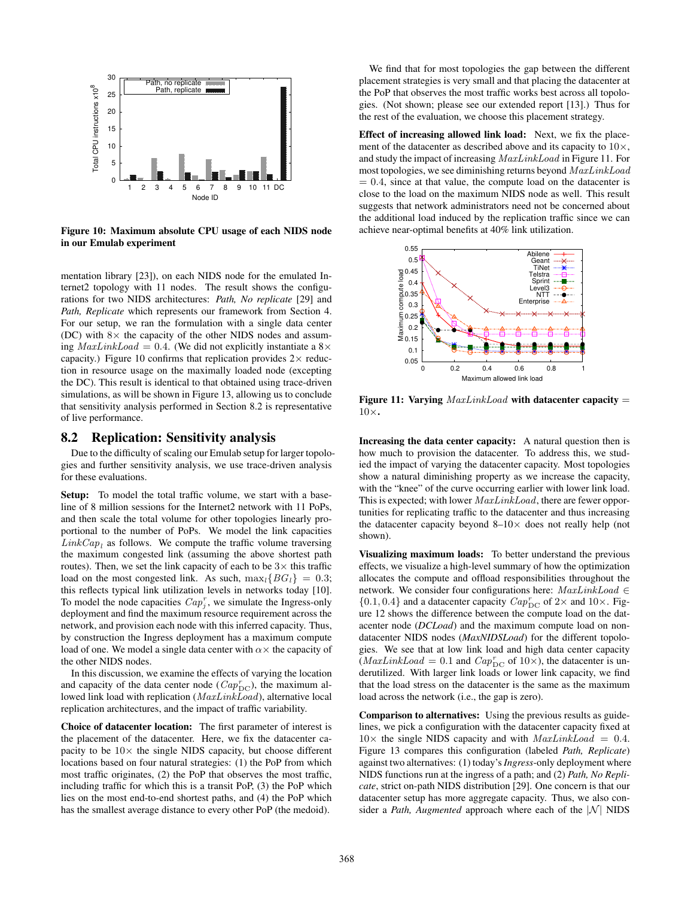**Figure 10: Maximum absolute CPU usage of each NIDS node in our Emulab experiment**

mentation library [23]), on each NIDS node for the emulated Internet2 topology with 11 nodes. The result shows the configurations for two NIDS architectures: *Path, No replicate* [29] and *Path, Replicate* which represents our framework from Section 4. For our setup, we ran the formulation with a single data center (DC) with 8× the capacity of the other NIDS nodes and assuming $MaxLinkLoad = 0.4$. (We did not explicitly instantiate a 8× capacity.) Figure 10 confirms that replication provides 2× reduction in resource usage on the maximally loaded node (excepting the DC). This result is identical to that obtained using trace-driven simulations, as will be shown in Figure 13, allowing us to conclude that sensitivity analysis performed in Section 8.2 is representative of live performance.

## 8.2 Replication: Sensitivity analysis

Due to the difficulty of scaling our Emulab setup for larger topologies and further sensitivity analysis, we use trace-driven analysis for these evaluations.

**Setup:** To model the total traffic volume, we start with a baseline of 8 million sessions for the Internet2 network with 11 PoPs, and then scale the total volume for other topologies linearly proportional to the number of PoPs. We model the link capacities $LinkCap_l$ as follows. We compute the traffic volume traversing the maximum congested link (assuming the above shortest path routes). Then, we set the link capacity of each to be 3× this traffic load on the most congested link. As such, $\max_l\{BG_l\} = 0.3$; this reflects typical link utilization levels in networks today [10]. To model the node capacities $Cap_j^r$, we simulate the Ingress-only deployment and find the maximum resource requirement across the network, and provision each node with this inferred capacity. Thus, by construction the Ingress deployment has a maximum compute load of one. We model a single data center with $\alpha\times$ the capacity of the other NIDS nodes.

In this discussion, we examine the effects of varying the location and capacity of the data center node ($Cap_{\text{DC}}^r$), the maximum allowed link load with replication ($MaxLinkLoad$), alternative local replication architectures, and the impact of traffic variability.

**Choice of datacenter location:** The first parameter of interest is the placement of the datacenter. Here, we fix the datacenter capacity to be 10× the single NIDS capacity, but choose different locations based on four natural strategies: (1) the PoP from which most traffic originates, (2) the PoP that observes the most traffic, including traffic for which this is a transit PoP, (3) the PoP which lies on the most end-to-end shortest paths, and (4) the PoP which has the smallest average distance to every other PoP (the medoid).

We find that for most topologies the gap between the different placement strategies is very small and that placing the datacenter at the PoP that observes the most traffic works best across all topologies. (Not shown; please see our extended report [13].) Thus for the rest of the evaluation, we choose this placement strategy.

**Effect of increasing allowed link load:** Next, we fix the placement of the datacenter as described above and its capacity to 10×, and study the impact of increasing $MaxLinkLoad$ in Figure 11. For most topologies, we see diminishing returns beyond $MaxLinkLoad = 0.4$, since at that value, the compute load on the datacenter is close to the load on the maximum NIDS node as well. This result suggests that network administrators need not be concerned about the additional load induced by the replication traffic since we can achieve near-optimal benefits at 40% link utilization.

**Figure 11: Varying $MaxLinkLoad$ with datacenter capacity = 10×.**

**Increasing the data center capacity:** A natural question then is how much to provision the datacenter. To address this, we studied the impact of varying the datacenter capacity. Most topologies show a natural diminishing property as we increase the capacity, with the "knee" of the curve occurring earlier with lower link load. This is expected; with lower $MaxLinkLoad$, there are fewer opportunities for replicating traffic to the datacenter and thus increasing the datacenter capacity beyond 8–10× does not really help (not shown).

**Visualizing maximum loads:** To better understand the previous effects, we visualize a high-level summary of how the optimization allocates the compute and offload responsibilities throughout the network. We consider four configurations here: $MaxLinkLoad \in \{0.1, 0.4\}$ and a datacenter capacity $Cap_{\text{DC}}^r$ of 2× and 10×. Figure 12 shows the difference between the compute load on the datacenter node (*DCLoad*) and the maximum compute load on non-datacenter NIDS nodes (*MaxNIDSLoad*) for the different topologies. We see that at low link load and high data center capacity ($MaxLinkLoad = 0.1$ and $Cap_{\text{DC}}^r$ of 10×), the datacenter is underutilized. With larger link loads or lower link capacity, we find that the load stress on the datacenter is the same as the maximum load across the network (i.e., the gap is zero).

**Comparison to alternatives:** Using the previous results as guidelines, we pick a configuration with the datacenter capacity fixed at 10× the single NIDS capacity and with $MaxLinkLoad = 0.4$. Figure 13 compares this configuration (labeled *Path, Replicate*) against two alternatives: (1) today's *Ingress*-only deployment where NIDS functions run at the ingress of a path; and (2) *Path, No Replicate*, strict on-path NIDS distribution [29]. One concern is that our datacenter setup has more aggregate capacity. Thus, we also consider a *Path, Augmented* approach where each of the $|\mathcal{N}|$ NIDS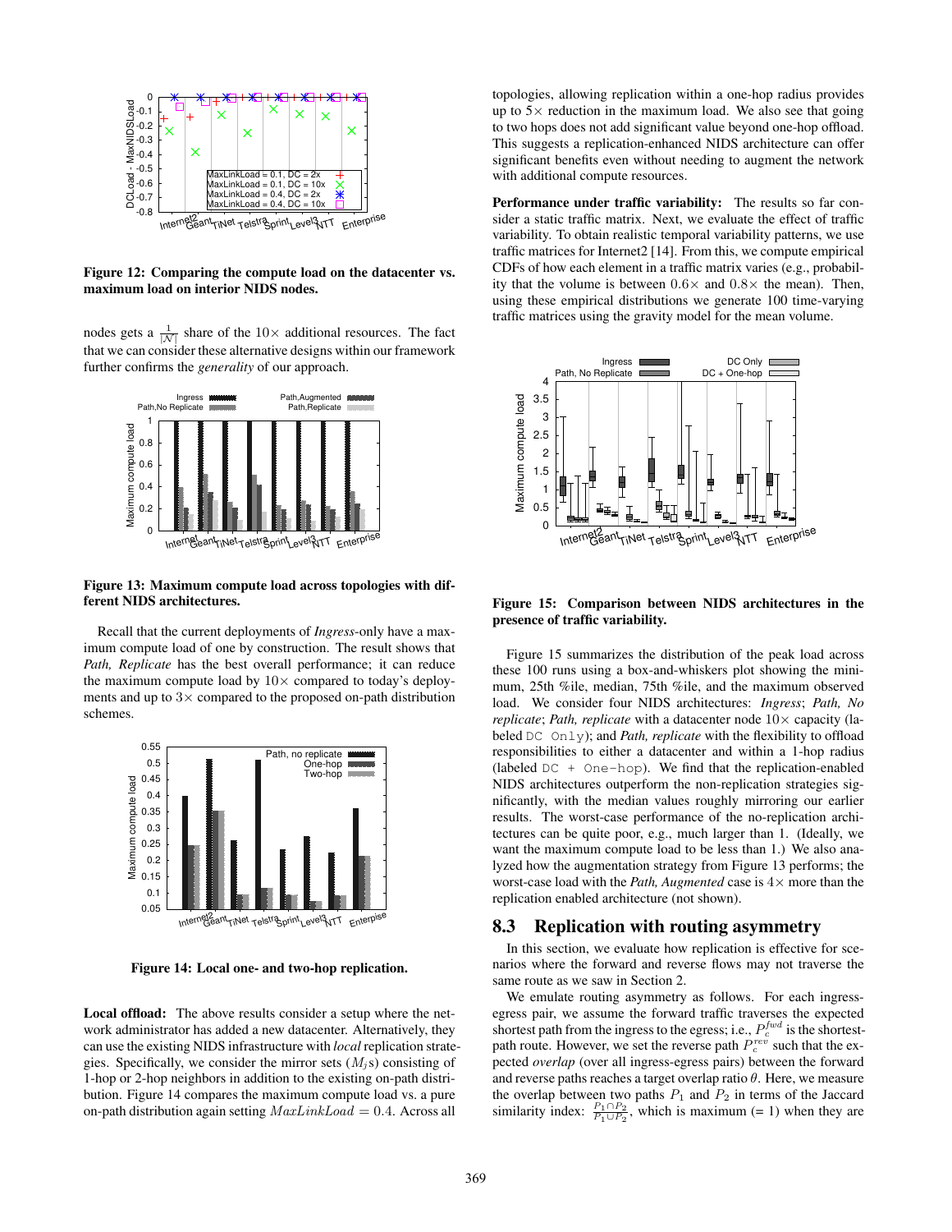Figure 12: **Comparing the compute load on the datacenter vs. maximum load on interior NIDS nodes.**

nodes gets a $\frac{1}{|\mathcal{N}|}$ share of the $10\times$ additional resources. The fact that we can consider these alternative designs within our framework further confirms the *generality* of our approach.

**Figure 13: Maximum compute load across topologies with different NIDS architectures.**

Recall that the current deployments of *Ingress*-only have a maximum compute load of one by construction. The result shows that *Path, Replicate* has the best overall performance; it can reduce the maximum compute load by $10\times$ compared to today's deployments and up to $3\times$ compared to the proposed on-path distribution schemes.

**Figure 14: Local one- and two-hop replication.**

**Local offload:** The above results consider a setup where the network administrator has added a new datacenter. Alternatively, they can use the existing NIDS infrastructure with *local* replication strategies. Specifically, we consider the mirror sets ($M_j$s) consisting of 1-hop or 2-hop neighbors in addition to the existing on-path distribution. Figure 14 compares the maximum compute load vs. a pure on-path distribution again setting $MaxLinkLoad = 0.4$. Across all topologies, allowing replication within a one-hop radius provides up to $5\times$ reduction in the maximum load. We also see that going to two hops does not add significant value beyond one-hop offload. This suggests a replication-enhanced NIDS architecture can offer significant benefits even without needing to augment the network with additional compute resources.

**Performance under traffic variability:** The results so far consider a static traffic matrix. Next, we evaluate the effect of traffic variability. To obtain realistic temporal variability patterns, we use traffic matrices for Internet2 [14]. From this, we compute empirical CDFs of how each element in a traffic matrix varies (e.g., probability that the volume is between $0.6\times$ and $0.8\times$ the mean). Then, using these empirical distributions we generate 100 time-varying traffic matrices using the gravity model for the mean volume.

**Figure 15: Comparison between NIDS architectures in the presence of traffic variability.**

Figure 15 summarizes the distribution of the peak load across these 100 runs using a box-and-whiskers plot showing the minimum, 25th %ile, median, 75th %ile, and the maximum observed load. We consider four NIDS architectures: *Ingress*; *Path, No replicate*; *Path, replicate* with a datacenter node $10\times$ capacity (labeled `DC Only`); and *Path, replicate* with the flexibility to offload responsibilities to either a datacenter and within a 1-hop radius (labeled `DC + One-hop`). We find that the replication-enabled NIDS architectures outperform the non-replication strategies significantly, with the median values roughly mirroring our earlier results. The worst-case performance of the no-replication architectures can be quite poor, e.g., much larger than 1. (Ideally, we want the maximum compute load to be less than 1.) We also analyzed how the augmentation strategy from Figure 13 performs; the worst-case load with the *Path, Augmented* case is $4\times$ more than the replication enabled architecture (not shown).

## 8.3 Replication with routing asymmetry

In this section, we evaluate how replication is effective for scenarios where the forward and reverse flows may not traverse the same route as we saw in Section 2.

We emulate routing asymmetry as follows. For each ingress-egress pair, we assume the forward traffic traverses the expected shortest path from the ingress to the egress; i.e., $P_c^{fwd}$ is the shortest-path route. However, we set the reverse path $P_c^{rev}$ such that the expected *overlap* (over all ingress-egress pairs) between the forward and reverse paths reaches a target overlap ratio $\theta$. Here, we measure the overlap between two paths $P_1$ and $P_2$ in terms of the Jaccard similarity index: $\frac{P_1 \cap P_2}{P_1 \cup P_2}$, which is maximum (= 1) when they are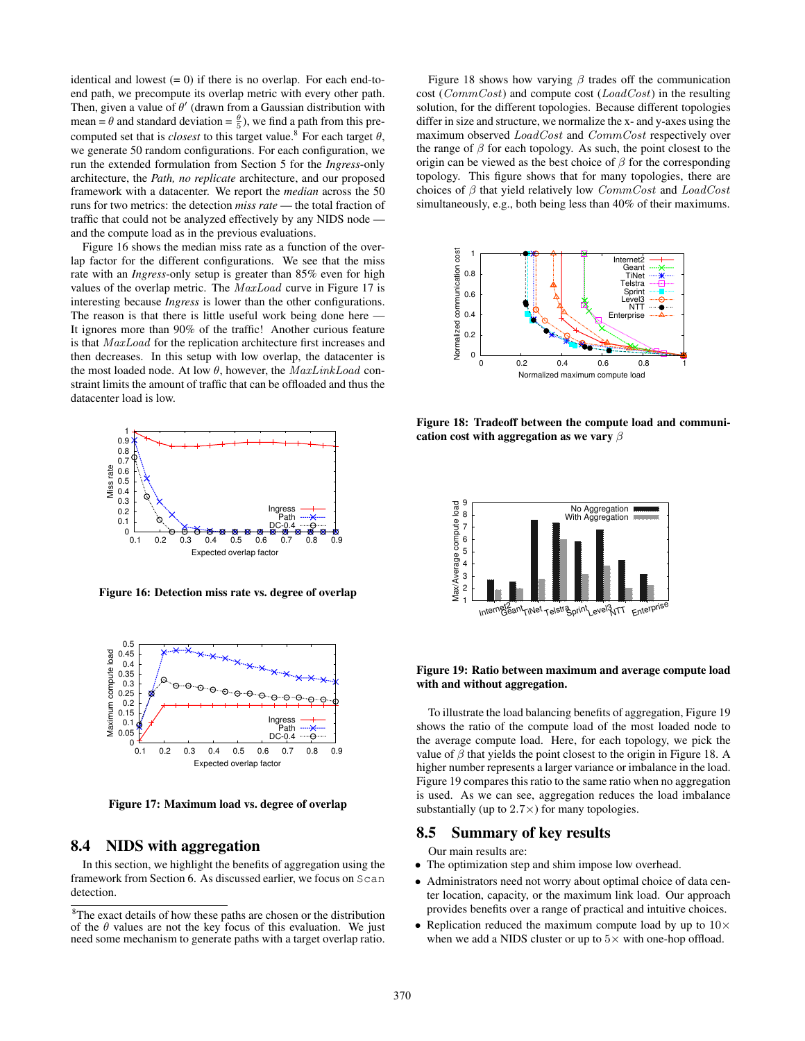identical and lowest (= 0) if there is no overlap. For each end-to-end path, we precompute its overlap metric with every other path. Then, given a value of $\theta'$ (drawn from a Gaussian distribution with mean = $\theta$ and standard deviation = $\frac{\theta}{5}$), we find a path from this precomputed set that is *closest* to this target value.[8] For each target $\theta$, we generate 50 random configurations. For each configuration, we run the extended formulation from Section 5 for the *Ingress*-only architecture, the *Path, no replicate* architecture, and our proposed framework with a datacenter. We report the *median* across the 50 runs for two metrics: the detection *miss rate* — the total fraction of traffic that could not be analyzed effectively by any NIDS node — and the compute load as in the previous evaluations.

Figure 16 shows the median miss rate as a function of the overlap factor for the different configurations. We see that the miss rate with an *Ingress*-only setup is greater than 85% even for high values of the overlap metric. The $MaxLoad$ curve in Figure 17 is interesting because *Ingress* is lower than the other configurations. The reason is that there is little useful work being done here — It ignores more than 90% of the traffic! Another curious feature is that $MaxLoad$ for the replication architecture first increases and then decreases. In this setup with low overlap, the datacenter is the most loaded node. At low $\theta$, however, the $MaxLinkLoad$ constraint limits the amount of traffic that can be offloaded and thus the datacenter load is low.

**Figure 16: Detection miss rate vs. degree of overlap**

**Figure 17: Maximum load vs. degree of overlap**

## 8.4 NIDS with aggregation

In this section, we highlight the benefits of aggregation using the framework from Section 6. As discussed earlier, we focus on `Scan` detection.

Figure 18 shows how varying $\beta$ trades off the communication cost ($CommCost$) and compute cost ($LoadCost$) in the resulting solution, for the different topologies. Because different topologies differ in size and structure, we normalize the x- and y-axes using the maximum observed $LoadCost$ and $CommCost$ respectively over the range of $\beta$ for each topology. As such, the point closest to the origin can be viewed as the best choice of $\beta$ for the corresponding topology. This figure shows that for many topologies, there are choices of $\beta$ that yield relatively low $CommCost$ and $LoadCost$ simultaneously, e.g., both being less than 40% of their maximums.

**Figure 18: Tradeoff between the compute load and communication cost with aggregation as we vary $\beta$**

**Figure 19: Ratio between maximum and average compute load with and without aggregation.**

To illustrate the load balancing benefits of aggregation, Figure 19 shows the ratio of the compute load of the most loaded node to the average compute load. Here, for each topology, we pick the value of $\beta$ that yields the point closest to the origin in Figure 18. A higher number represents a larger variance or imbalance in the load. Figure 19 compares this ratio to the same ratio when no aggregation is used. As we can see, aggregation reduces the load imbalance substantially (up to $2.7\times$) for many topologies.

## 8.5 Summary of key results

Our main results are:

- The optimization step and shim impose low overhead.
- Administrators need not worry about optimal choice of data center location, capacity, or the maximum link load. Our approach provides benefits over a range of practical and intuitive choices.
- Replication reduced the maximum compute load by up to $10\times$ when we add a NIDS cluster or up to $5\times$ with one-hop offload.

[8]The exact details of how these paths are chosen or the distribution of the $\theta$ values are not the key focus of this evaluation. We just need some mechanism to generate paths with a target overlap ratio.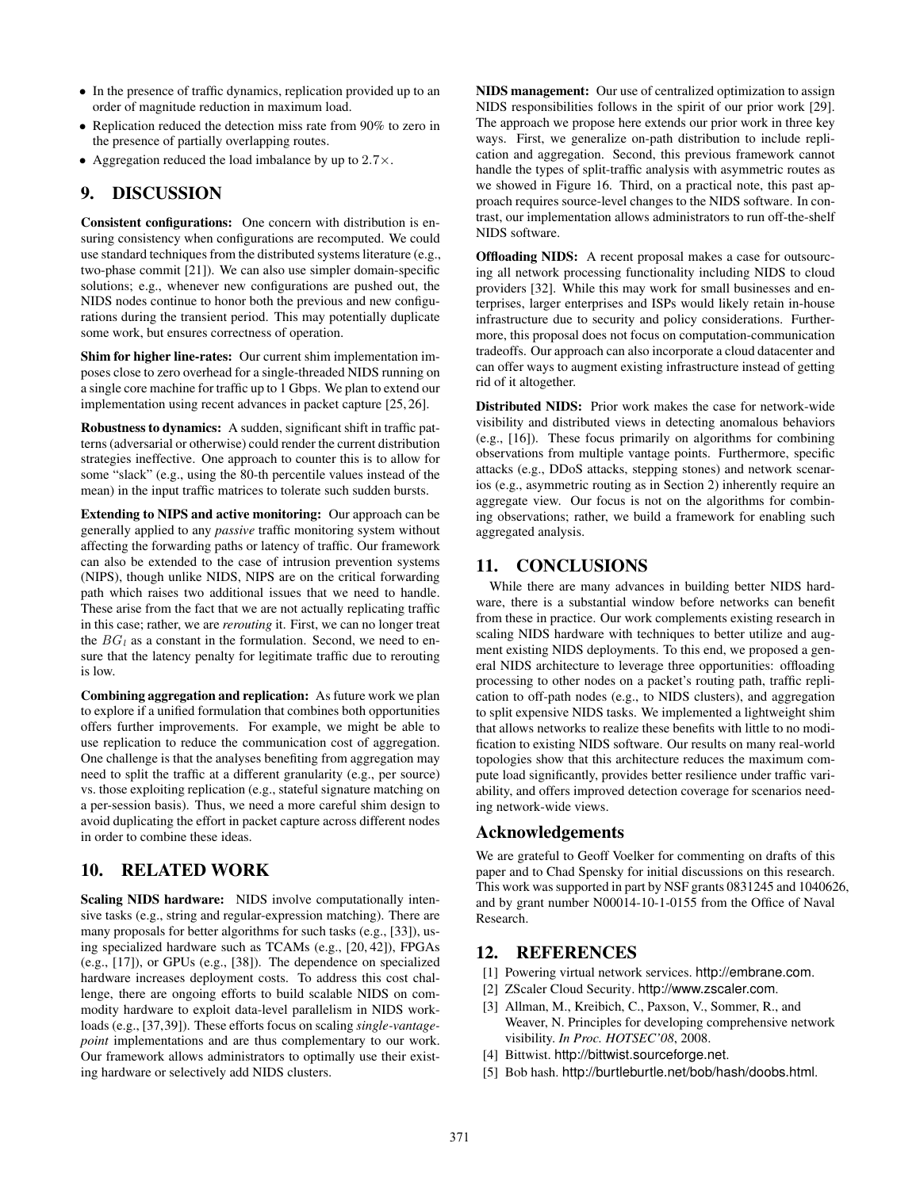- In the presence of traffic dynamics, replication provided up to an order of magnitude reduction in maximum load.
- Replication reduced the detection miss rate from 90% to zero in the presence of partially overlapping routes.
- Aggregation reduced the load imbalance by up to $2.7\times$.

## 9. DISCUSSION

**Consistent configurations:** One concern with distribution is ensuring consistency when configurations are recomputed. We could use standard techniques from the distributed systems literature (e.g., two-phase commit [21]). We can also use simpler domain-specific solutions; e.g., whenever new configurations are pushed out, the NIDS nodes continue to honor both the previous and new configurations during the transient period. This may potentially duplicate some work, but ensures correctness of operation.

**Shim for higher line-rates:** Our current shim implementation imposes close to zero overhead for a single-threaded NIDS running on a single core machine for traffic up to 1 Gbps. We plan to extend our implementation using recent advances in packet capture [25, 26].

**Robustness to dynamics:** A sudden, significant shift in traffic patterns (adversarial or otherwise) could render the current distribution strategies ineffective. One approach to counter this is to allow for some "slack" (e.g., using the 80-th percentile values instead of the mean) in the input traffic matrices to tolerate such sudden bursts.

**Extending to NIPS and active monitoring:** Our approach can be generally applied to any *passive* traffic monitoring system without affecting the forwarding paths or latency of traffic. Our framework can also be extended to the case of intrusion prevention systems (NIPS), though unlike NIDS, NIPS are on the critical forwarding path which raises two additional issues that we need to handle. These arise from the fact that we are not actually replicating traffic in this case; rather, we are *rerouting* it. First, we can no longer treat the $BG_l$ as a constant in the formulation. Second, we need to ensure that the latency penalty for legitimate traffic due to rerouting is low.

**Combining aggregation and replication:** As future work we plan to explore if a unified formulation that combines both opportunities offers further improvements. For example, we might be able to use replication to reduce the communication cost of aggregation. One challenge is that the analyses benefiting from aggregation may need to split the traffic at a different granularity (e.g., per source) vs. those exploiting replication (e.g., stateful signature matching on a per-session basis). Thus, we need a more careful shim design to avoid duplicating the effort in packet capture across different nodes in order to combine these ideas.

## 10. RELATED WORK

**Scaling NIDS hardware:** NIDS involve computationally intensive tasks (e.g., string and regular-expression matching). There are many proposals for better algorithms for such tasks (e.g., [33]), using specialized hardware such as TCAMs (e.g., [20, 42]), FPGAs (e.g., [17]), or GPUs (e.g., [38]). The dependence on specialized hardware increases deployment costs. To address this cost challenge, there are ongoing efforts to build scalable NIDS on commodity hardware to exploit data-level parallelism in NIDS workloads (e.g., [37,39]). These efforts focus on scaling *single-vantage-point* implementations and are thus complementary to our work. Our framework allows administrators to optimally use their existing hardware or selectively add NIDS clusters.

**NIDS management:** Our use of centralized optimization to assign NIDS responsibilities follows in the spirit of our prior work [29]. The approach we propose here extends our prior work in three key ways. First, we generalize on-path distribution to include replication and aggregation. Second, this previous framework cannot handle the types of split-traffic analysis with asymmetric routes as we showed in Figure 16. Third, on a practical note, this past approach requires source-level changes to the NIDS software. In contrast, our implementation allows administrators to run off-the-shelf NIDS software.

**Offloading NIDS:** A recent proposal makes a case for outsourcing all network processing functionality including NIDS to cloud providers [32]. While this may work for small businesses and enterprises, larger enterprises and ISPs would likely retain in-house infrastructure due to security and policy considerations. Furthermore, this proposal does not focus on computation-communication tradeoffs. Our approach can also incorporate a cloud datacenter and can offer ways to augment existing infrastructure instead of getting rid of it altogether.

**Distributed NIDS:** Prior work makes the case for network-wide visibility and distributed views in detecting anomalous behaviors (e.g., [16]). These focus primarily on algorithms for combining observations from multiple vantage points. Furthermore, specific attacks (e.g., DDoS attacks, stepping stones) and network scenarios (e.g., asymmetric routing as in Section 2) inherently require an aggregate view. Our focus is not on the algorithms for combining observations; rather, we build a framework for enabling such aggregated analysis.

## 11. CONCLUSIONS

While there are many advances in building better NIDS hardware, there is a substantial window before networks can benefit from these in practice. Our work complements existing research in scaling NIDS hardware with techniques to better utilize and augment existing NIDS deployments. To this end, we proposed a general NIDS architecture to leverage three opportunities: offloading processing to other nodes on a packet's routing path, traffic replication to off-path nodes (e.g., to NIDS clusters), and aggregation to split expensive NIDS tasks. We implemented a lightweight shim that allows networks to realize these benefits with little to no modification to existing NIDS software. Our results on many real-world topologies show that this architecture reduces the maximum compute load significantly, provides better resilience under traffic variability, and offers improved detection coverage for scenarios needing network-wide views.

## Acknowledgements

We are grateful to Geoff Voelker for commenting on drafts of this paper and to Chad Spensky for initial discussions on this research. This work was supported in part by NSF grants 0831245 and 1040626, and by grant number N00014-10-1-0155 from the Office of Naval Research.

## 12. REFERENCES

[1] Powering virtual network services. http://embrane.com.

[2] ZScaler Cloud Security. http://www.zscaler.com.

[3] Allman, M., Kreibich, C., Paxson, V., Sommer, R., and Weaver, N. Principles for developing comprehensive network visibility. *In Proc. HOTSEC'08*, 2008.

[4] Bittwist. http://bittwist.sourceforge.net.

[5] Bob hash. http://burtleburtle.net/bob/hash/doobs.html.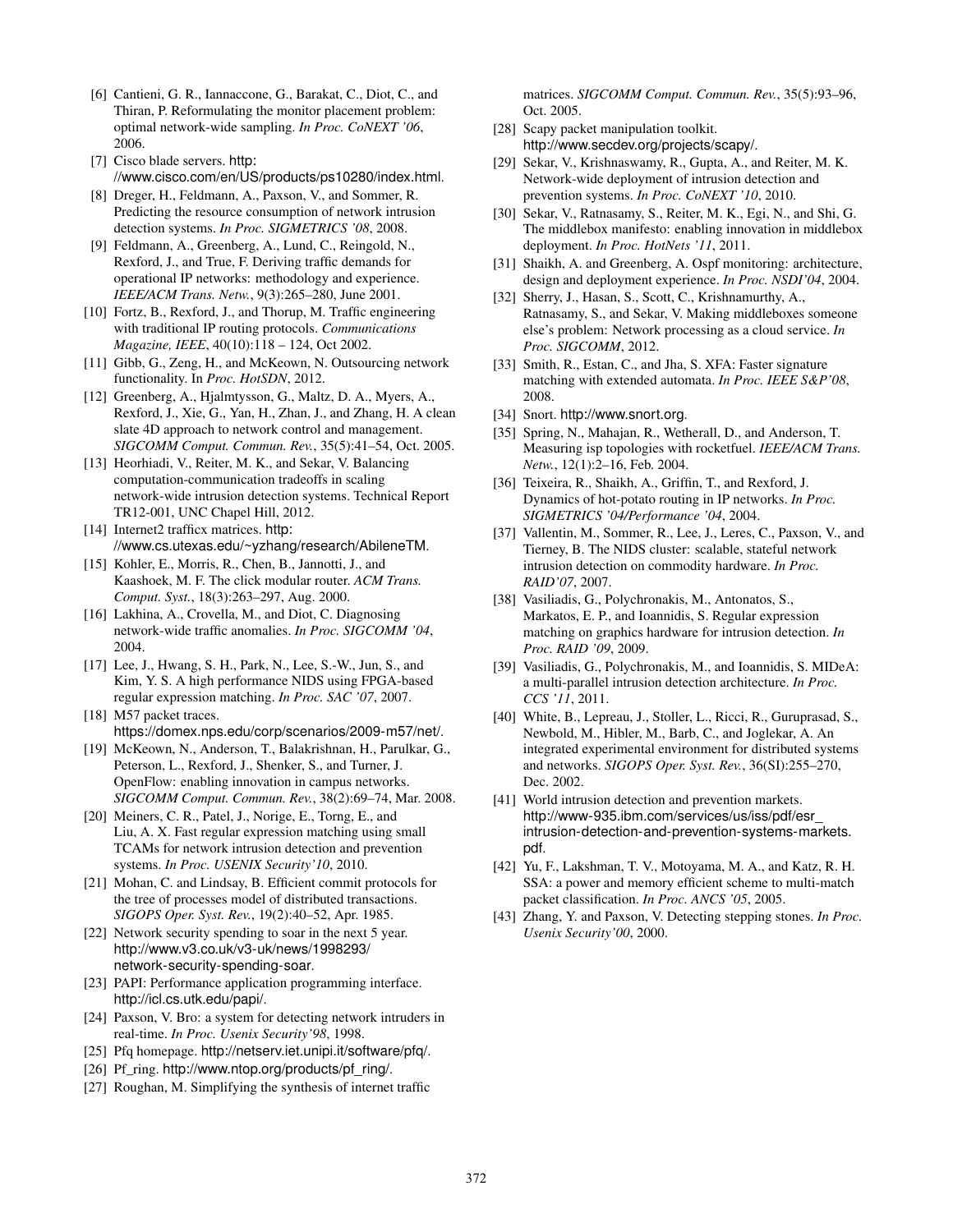[6] Cantieni, G. R., Iannaccone, G., Barakat, C., Diot, C., and Thiran, P. Reformulating the monitor placement problem: optimal network-wide sampling. *In Proc. CoNEXT '06*, 2006.

[7] Cisco blade servers. http://www.cisco.com/en/US/products/ps10280/index.html.

[8] Dreger, H., Feldmann, A., Paxson, V., and Sommer, R. Predicting the resource consumption of network intrusion detection systems. *In Proc. SIGMETRICS '08*, 2008.

[9] Feldmann, A., Greenberg, A., Lund, C., Reingold, N., Rexford, J., and True, F. Deriving traffic demands for operational IP networks: methodology and experience. *IEEE/ACM Trans. Netw.*, 9(3):265–280, June 2001.

[10] Fortz, B., Rexford, J., and Thorup, M. Traffic engineering with traditional IP routing protocols. *Communications Magazine, IEEE*, 40(10):118 – 124, Oct 2002.

[11] Gibb, G., Zeng, H., and McKeown, N. Outsourcing network functionality. In *Proc. HotSDN*, 2012.

[12] Greenberg, A., Hjalmtysson, G., Maltz, D. A., Myers, A., Rexford, J., Xie, G., Yan, H., Zhan, J., and Zhang, H. A clean slate 4D approach to network control and management. *SIGCOMM Comput. Commun. Rev.*, 35(5):41–54, Oct. 2005.

[13] Heorhiadi, V., Reiter, M. K., and Sekar, V. Balancing computation-communication tradeoffs in scaling network-wide intrusion detection systems. Technical Report TR12-001, UNC Chapel Hill, 2012.

[14] Internet2 trafficx matrices. http://www.cs.utexas.edu/~yzhang/research/AbileneTM.

[15] Kohler, E., Morris, R., Chen, B., Jannotti, J., and Kaashoek, M. F. The click modular router. *ACM Trans. Comput. Syst.*, 18(3):263–297, Aug. 2000.

[16] Lakhina, A., Crovella, M., and Diot, C. Diagnosing network-wide traffic anomalies. *In Proc. SIGCOMM '04*, 2004.

[17] Lee, J., Hwang, S. H., Park, N., Lee, S.-W., Jun, S., and Kim, Y. S. A high performance NIDS using FPGA-based regular expression matching. *In Proc. SAC '07*, 2007.

[18] M57 packet traces. https://domex.nps.edu/corp/scenarios/2009-m57/net/.

[19] McKeown, N., Anderson, T., Balakrishnan, H., Parulkar, G., Peterson, L., Rexford, J., Shenker, S., and Turner, J. OpenFlow: enabling innovation in campus networks. *SIGCOMM Comput. Commun. Rev.*, 38(2):69–74, Mar. 2008.

[20] Meiners, C. R., Patel, J., Norige, E., Torng, E., and Liu, A. X. Fast regular expression matching using small TCAMs for network intrusion detection and prevention systems. *In Proc. USENIX Security'10*, 2010.

[21] Mohan, C. and Lindsay, B. Efficient commit protocols for the tree of processes model of distributed transactions. *SIGOPS Oper. Syst. Rev.*, 19(2):40–52, Apr. 1985.

[22] Network security spending to soar in the next 5 year. http://www.v3.co.uk/v3-uk/news/1998293/network-security-spending-soar.

[23] PAPI: Performance application programming interface. http://icl.cs.utk.edu/papi/.

[24] Paxson, V. Bro: a system for detecting network intruders in real-time. *In Proc. Usenix Security'98*, 1998.

[25] Pfq homepage. http://netserv.iet.unipi.it/software/pfq/.

[26] Pf_ring. http://www.ntop.org/products/pf_ring/.

[27] Roughan, M. Simplifying the synthesis of internet traffic matrices. *SIGCOMM Comput. Commun. Rev.*, 35(5):93–96, Oct. 2005.

[28] Scapy packet manipulation toolkit. http://www.secdev.org/projects/scapy/.

[29] Sekar, V., Krishnaswamy, R., Gupta, A., and Reiter, M. K. Network-wide deployment of intrusion detection and prevention systems. *In Proc. CoNEXT '10*, 2010.

[30] Sekar, V., Ratnasamy, S., Reiter, M. K., Egi, N., and Shi, G. The middlebox manifesto: enabling innovation in middlebox deployment. *In Proc. HotNets '11*, 2011.

[31] Shaikh, A. and Greenberg, A. Ospf monitoring: architecture, design and deployment experience. *In Proc. NSDI'04*, 2004.

[32] Sherry, J., Hasan, S., Scott, C., Krishnamurthy, A., Ratnasamy, S., and Sekar, V. Making middleboxes someone else's problem: Network processing as a cloud service. *In Proc. SIGCOMM*, 2012.

[33] Smith, R., Estan, C., and Jha, S. XFA: Faster signature matching with extended automata. *In Proc. IEEE S&P'08*, 2008.

[34] Snort. http://www.snort.org.

[35] Spring, N., Mahajan, R., Wetherall, D., and Anderson, T. Measuring isp topologies with rocketfuel. *IEEE/ACM Trans. Netw.*, 12(1):2–16, Feb. 2004.

[36] Teixeira, R., Shaikh, A., Griffin, T., and Rexford, J. Dynamics of hot-potato routing in IP networks. *In Proc. SIGMETRICS '04/Performance '04*, 2004.

[37] Vallentin, M., Sommer, R., Lee, J., Leres, C., Paxson, V., and Tierney, B. The NIDS cluster: scalable, stateful network intrusion detection on commodity hardware. *In Proc. RAID'07*, 2007.

[38] Vasiliadis, G., Polychronakis, M., Antonatos, S., Markatos, E. P., and Ioannidis, S. Regular expression matching on graphics hardware for intrusion detection. *In Proc. RAID '09*, 2009.

[39] Vasiliadis, G., Polychronakis, M., and Ioannidis, S. MIDeA: a multi-parallel intrusion detection architecture. *In Proc. CCS '11*, 2011.

[40] White, B., Lepreau, J., Stoller, L., Ricci, R., Guruprasad, S., Newbold, M., Hibler, M., Barb, C., and Joglekar, A. An integrated experimental environment for distributed systems and networks. *SIGOPS Oper. Syst. Rev.*, 36(SI):255–270, Dec. 2002.

[41] World intrusion detection and prevention markets. http://www-935.ibm.com/services/us/iss/pdf/esr_intrusion-detection-and-prevention-systems-markets.pdf.

[42] Yu, F., Lakshman, T. V., Motoyama, M. A., and Katz, R. H. SSA: a power and memory efficient scheme to multi-match packet classification. *In Proc. ANCS '05*, 2005.

[43] Zhang, Y. and Paxson, V. Detecting stepping stones. *In Proc. Usenix Security'00*, 2000.